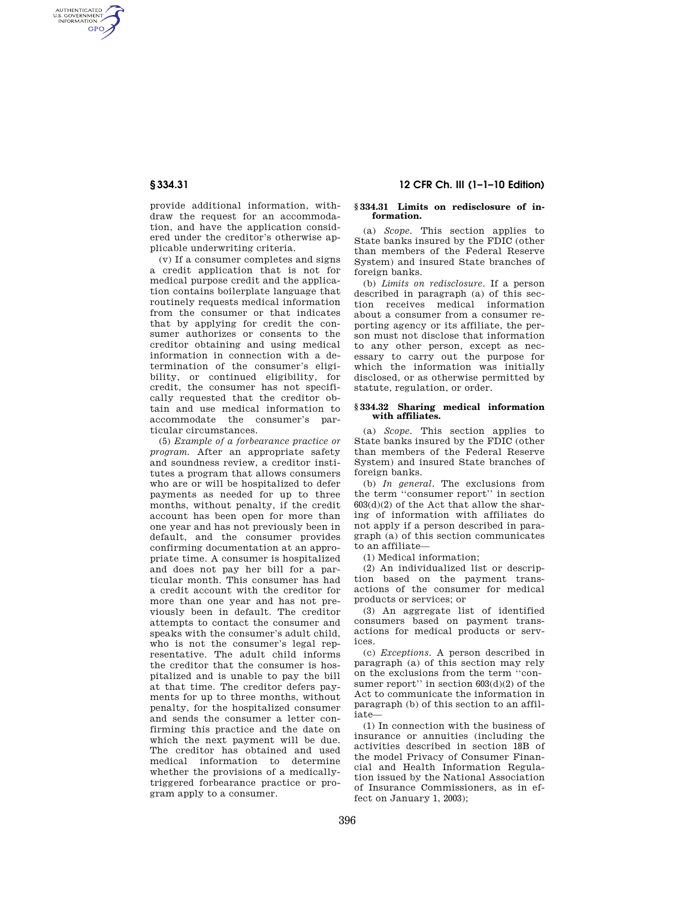provide additional information, withdraw the request for an accommodation, and have the application considered under the creditor's otherwise applicable underwriting criteria.

(v) If a consumer completes and signs a credit application that is not for medical purpose credit and the application contains boilerplate language that routinely requests medical information from the consumer or that indicates that by applying for credit the consumer authorizes or consents to the creditor obtaining and using medical information in connection with a determination of the consumer's eligibility, or continued eligibility, for credit, the consumer has not specifically requested that the creditor obtain and use medical information to accommodate the consumer's particular circumstances.

(5) *Example of a forbearance practice or program.* After an appropriate safety and soundness review, a creditor institutes a program that allows consumers who are or will be hospitalized to defer payments as needed for up to three months, without penalty, if the credit account has been open for more than one year and has not previously been in default, and the consumer provides confirming documentation at an appropriate time. A consumer is hospitalized and does not pay her bill for a particular month. This consumer has had a credit account with the creditor for more than one year and has not previously been in default. The creditor attempts to contact the consumer and speaks with the consumer's adult child, who is not the consumer's legal representative. The adult child informs the creditor that the consumer is hospitalized and is unable to pay the bill at that time. The creditor defers payments for up to three months, without penalty, for the hospitalized consumer and sends the consumer a letter confirming this practice and the date on which the next payment will be due. The creditor has obtained and used medical information to determine whether the provisions of a medically-triggered forbearance practice or program apply to a consumer.

### § 334.31 Limits on redisclosure of information.

(a) *Scope.* This section applies to State banks insured by the FDIC (other than members of the Federal Reserve System) and insured State branches of foreign banks.

(b) *Limits on redisclosure.* If a person described in paragraph (a) of this section receives medical information about a consumer from a consumer reporting agency or its affiliate, the person must not disclose that information to any other person, except as necessary to carry out the purpose for which the information was initially disclosed, or as otherwise permitted by statute, regulation, or order.

### § 334.32 Sharing medical information with affiliates.

(a) *Scope.* This section applies to State banks insured by the FDIC (other than members of the Federal Reserve System) and insured State branches of foreign banks.

(b) *In general.* The exclusions from the term ''consumer report'' in section 603(d)(2) of the Act that allow the sharing of information with affiliates do not apply if a person described in paragraph (a) of this section communicates to an affiliate—

(1) Medical information;

(2) An individualized list or description based on the payment transactions of the consumer for medical products or services; or

(3) An aggregate list of identified consumers based on payment transactions for medical products or services.

(c) *Exceptions.* A person described in paragraph (a) of this section may rely on the exclusions from the term ''consumer report'' in section 603(d)(2) of the Act to communicate the information in paragraph (b) of this section to an affiliate—

(1) In connection with the business of insurance or annuities (including the activities described in section 18B of the model Privacy of Consumer Financial and Health Information Regulation issued by the National Association of Insurance Commissioners, as in effect on January 1, 2003);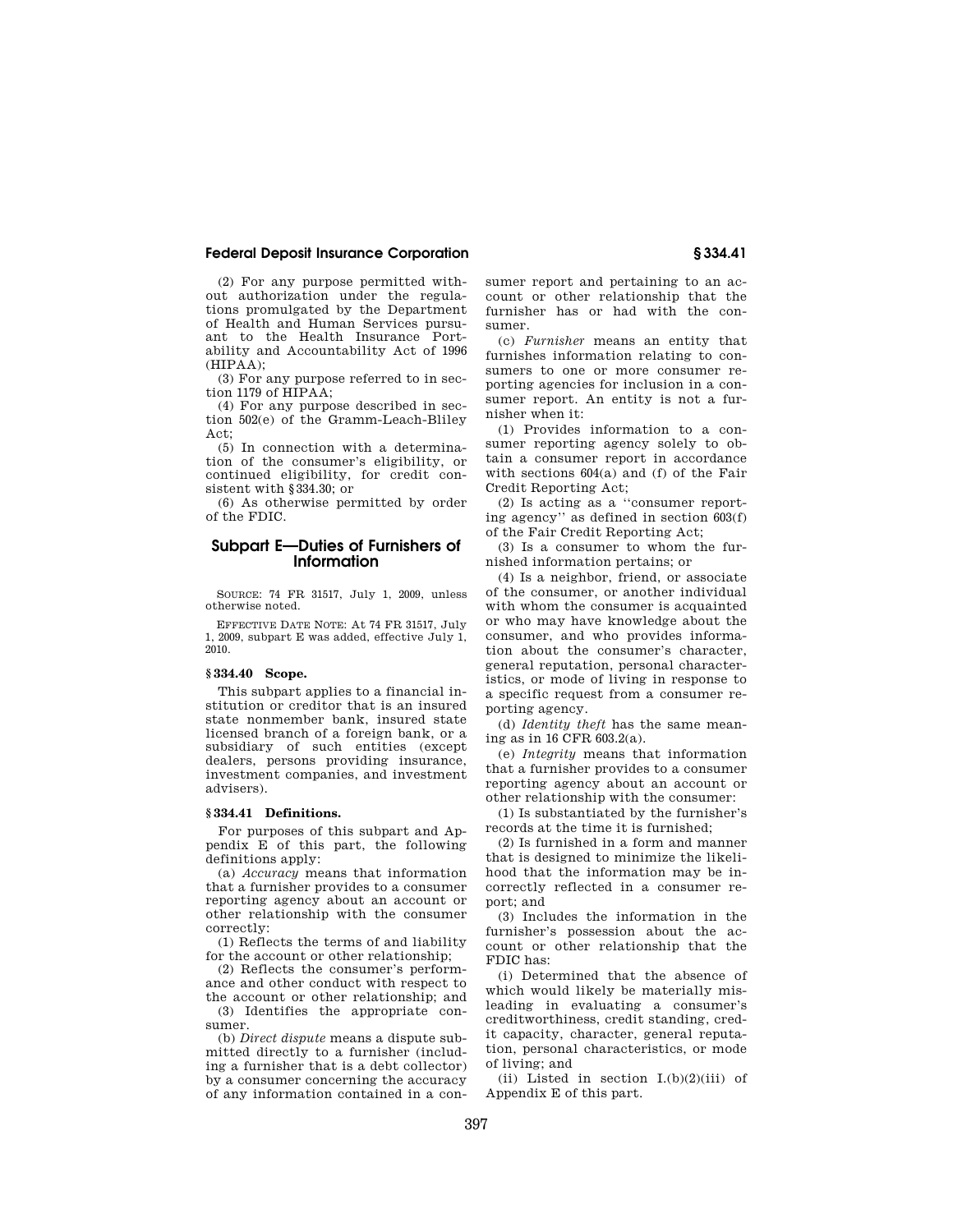(2) For any purpose permitted without authorization under the regulations promulgated by the Department of Health and Human Services pursuant to the Health Insurance Portability and Accountability Act of 1996 (HIPAA);

(3) For any purpose referred to in section 1179 of HIPAA;

(4) For any purpose described in section 502(e) of the Gramm-Leach-Bliley Act;

(5) In connection with a determination of the consumer's eligibility, or continued eligibility, for credit consistent with §334.30; or

(6) As otherwise permitted by order of the FDIC.

## Subpart E—Duties of Furnishers of Information

SOURCE: 74 FR 31517, July 1, 2009, unless otherwise noted.

EFFECTIVE DATE NOTE: At 74 FR 31517, July 1, 2009, subpart E was added, effective July 1, 2010.

### § 334.40 Scope.

This subpart applies to a financial institution or creditor that is an insured state nonmember bank, insured state licensed branch of a foreign bank, or a subsidiary of such entities (except dealers, persons providing insurance, investment companies, and investment advisers).

### § 334.41 Definitions.

For purposes of this subpart and Appendix E of this part, the following definitions apply:

(a) *Accuracy* means that information that a furnisher provides to a consumer reporting agency about an account or other relationship with the consumer correctly:

(1) Reflects the terms of and liability for the account or other relationship;

(2) Reflects the consumer's performance and other conduct with respect to the account or other relationship; and

(3) Identifies the appropriate consumer.

(b) *Direct dispute* means a dispute submitted directly to a furnisher (including a furnisher that is a debt collector) by a consumer concerning the accuracy of any information contained in a consumer report and pertaining to an account or other relationship that the furnisher has or had with the consumer.

(c) *Furnisher* means an entity that furnishes information relating to consumers to one or more consumer reporting agencies for inclusion in a consumer report. An entity is not a furnisher when it:

(1) Provides information to a consumer reporting agency solely to obtain a consumer report in accordance with sections 604(a) and (f) of the Fair Credit Reporting Act;

(2) Is acting as a "consumer reporting agency" as defined in section 603(f) of the Fair Credit Reporting Act;

(3) Is a consumer to whom the furnished information pertains; or

(4) Is a neighbor, friend, or associate of the consumer, or another individual with whom the consumer is acquainted or who may have knowledge about the consumer, and who provides information about the consumer's character, general reputation, personal characteristics, or mode of living in response to a specific request from a consumer reporting agency.

(d) *Identity theft* has the same meaning as in 16 CFR 603.2(a).

(e) *Integrity* means that information that a furnisher provides to a consumer reporting agency about an account or other relationship with the consumer:

(1) Is substantiated by the furnisher's records at the time it is furnished;

(2) Is furnished in a form and manner that is designed to minimize the likelihood that the information may be incorrectly reflected in a consumer report; and

(3) Includes the information in the furnisher's possession about the account or other relationship that the FDIC has:

(i) Determined that the absence of which would likely be materially misleading in evaluating a consumer's creditworthiness, credit standing, credit capacity, character, general reputation, personal characteristics, or mode of living; and

(ii) Listed in section I.(b)(2)(iii) of Appendix E of this part.